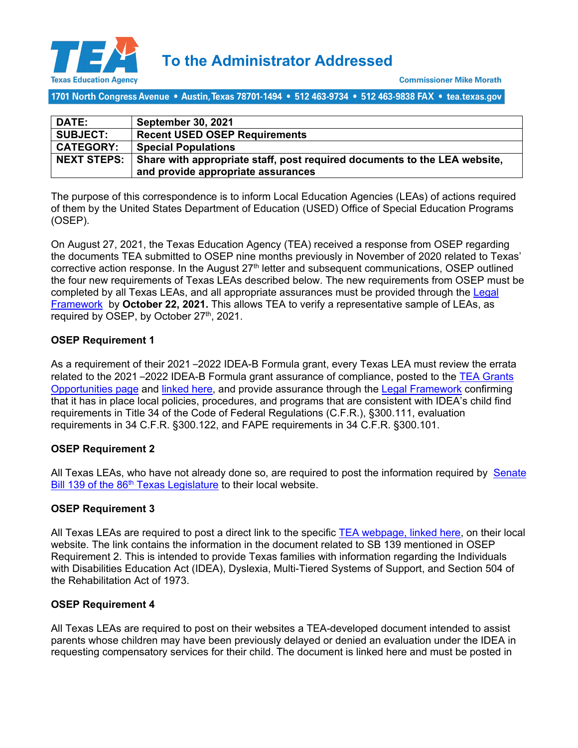**TEA** Texas Education Agency

# To the Administrator Addressed

Commissioner Mike Morath

1701 North Congress Avenue • Austin, Texas 78701-1494 • 512 463-9734 • 512 463-9838 FAX • tea.texas.gov

| | |
|---|---|
| **DATE:** | **September 30, 2021** |
| **SUBJECT:** | **Recent USED OSEP Requirements** |
| **CATEGORY:** | **Special Populations** |
| **NEXT STEPS:** | **Share with appropriate staff, post required documents to the LEA website, and provide appropriate assurances** |

The purpose of this correspondence is to inform Local Education Agencies (LEAs) of actions required of them by the United States Department of Education (USED) Office of Special Education Programs (OSEP).

On August 27, 2021, the Texas Education Agency (TEA) received a response from OSEP regarding the documents TEA submitted to OSEP nine months previously in November of 2020 related to Texas' corrective action response. In the August 27th letter and subsequent communications, OSEP outlined the four new requirements of Texas LEAs described below. The new requirements from OSEP must be completed by all Texas LEAs, and all appropriate assurances must be provided through the Legal Framework by **October 22, 2021.** This allows TEA to verify a representative sample of LEAs, as required by OSEP, by October 27th, 2021.

### OSEP Requirement 1

As a requirement of their 2021 –2022 IDEA-B Formula grant, every Texas LEA must review the errata related to the 2021 –2022 IDEA-B Formula grant assurance of compliance, posted to the TEA Grants Opportunities page and linked here, and provide assurance through the Legal Framework confirming that it has in place local policies, procedures, and programs that are consistent with IDEA's child find requirements in Title 34 of the Code of Federal Regulations (C.F.R.), §300.111, evaluation requirements in 34 C.F.R. §300.122, and FAPE requirements in 34 C.F.R. §300.101.

### OSEP Requirement 2

All Texas LEAs, who have not already done so, are required to post the information required by Senate Bill 139 of the 86th Texas Legislature to their local website.

### OSEP Requirement 3

All Texas LEAs are required to post a direct link to the specific TEA webpage, linked here, on their local website. The link contains the information in the document related to SB 139 mentioned in OSEP Requirement 2. This is intended to provide Texas families with information regarding the Individuals with Disabilities Education Act (IDEA), Dyslexia, Multi-Tiered Systems of Support, and Section 504 of the Rehabilitation Act of 1973.

### OSEP Requirement 4

All Texas LEAs are required to post on their websites a TEA-developed document intended to assist parents whose children may have been previously delayed or denied an evaluation under the IDEA in requesting compensatory services for their child. The document is linked here and must be posted in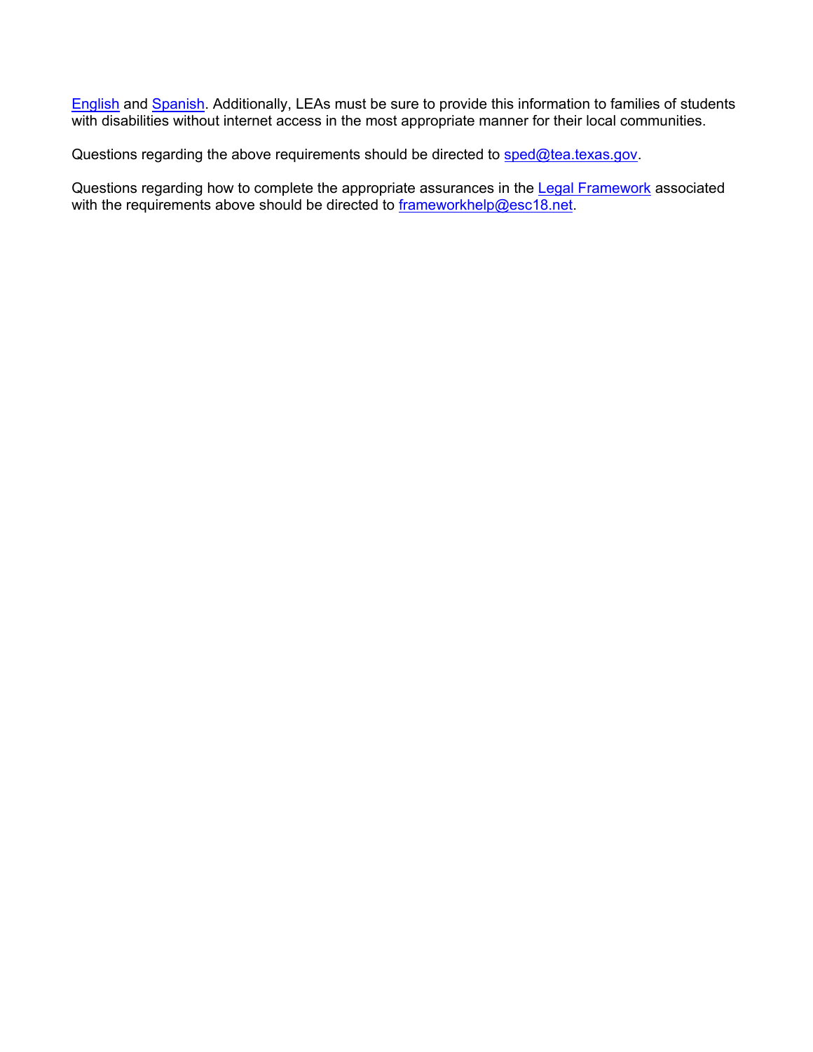English and Spanish. Additionally, LEAs must be sure to provide this information to families of students with disabilities without internet access in the most appropriate manner for their local communities.

Questions regarding the above requirements should be directed to sped@tea.texas.gov.

Questions regarding how to complete the appropriate assurances in the Legal Framework associated with the requirements above should be directed to frameworkhelp@esc18.net.